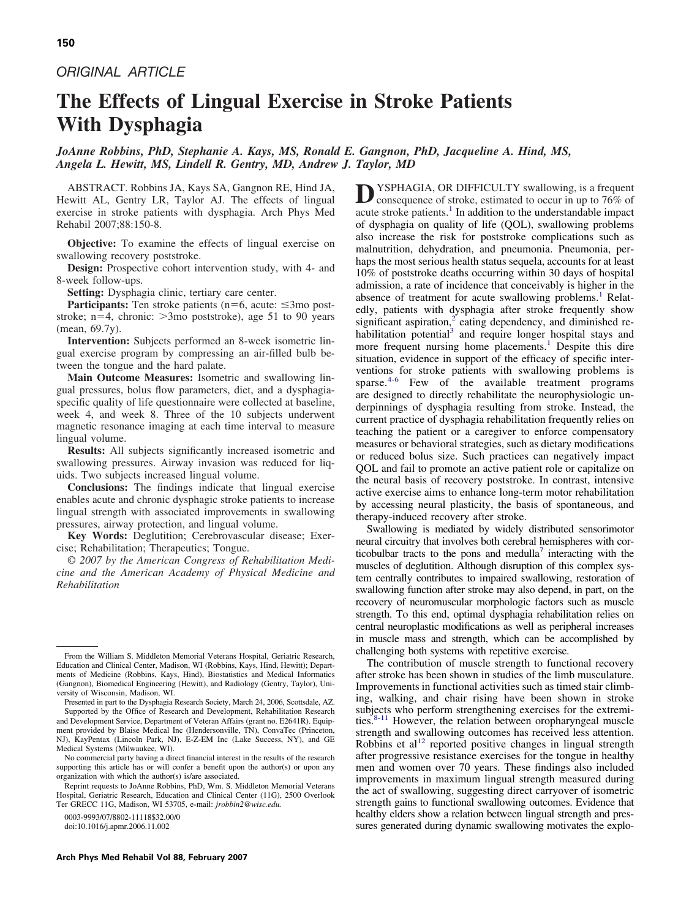ORIGINAL ARTICLE

# The Effects of Lingual Exercise in Stroke Patients With Dysphagia

*JoAnne Robbins, PhD, Stephanie A. Kays, MS, Ronald E. Gangnon, PhD, Jacqueline A. Hind, MS, Angela L. Hewitt, MS, Lindell R. Gentry, MD, Andrew J. Taylor, MD*

ABSTRACT. Robbins JA, Kays SA, Gangnon RE, Hind JA, Hewitt AL, Gentry LR, Taylor AJ. The effects of lingual exercise in stroke patients with dysphagia. Arch Phys Med Rehabil 2007;88:150-8.

**Objective:** To examine the effects of lingual exercise on swallowing recovery poststroke.

**Design:** Prospective cohort intervention study, with 4- and 8-week follow-ups.

**Setting:** Dysphagia clinic, tertiary care center.

**Participants:** Ten stroke patients (n=6, acute: ≤3mo poststroke; n=4, chronic: >3mo poststroke), age 51 to 90 years (mean, 69.7y).

**Intervention:** Subjects performed an 8-week isometric lingual exercise program by compressing an air-filled bulb between the tongue and the hard palate.

**Main Outcome Measures:** Isometric and swallowing lingual pressures, bolus flow parameters, diet, and a dysphagia-specific quality of life questionnaire were collected at baseline, week 4, and week 8. Three of the 10 subjects underwent magnetic resonance imaging at each time interval to measure lingual volume.

**Results:** All subjects significantly increased isometric and swallowing pressures. Airway invasion was reduced for liquids. Two subjects increased lingual volume.

**Conclusions:** The findings indicate that lingual exercise enables acute and chronic dysphagic stroke patients to increase lingual strength with associated improvements in swallowing pressures, airway protection, and lingual volume.

**Key Words:** Deglutition; Cerebrovascular disease; Exercise; Rehabilitation; Therapeutics; Tongue.

© 2007 by the American Congress of Rehabilitation Medicine and the American Academy of Physical Medicine and Rehabilitation

DYSPHAGIA, OR DIFFICULTY swallowing, is a frequent consequence of stroke, estimated to occur in up to 76% of acute stroke patients.[1] In addition to the understandable impact of dysphagia on quality of life (QOL), swallowing problems also increase the risk for poststroke complications such as malnutrition, dehydration, and pneumonia. Pneumonia, perhaps the most serious health status sequela, accounts for at least 10% of poststroke deaths occurring within 30 days of hospital admission, a rate of incidence that conceivably is higher in the absence of treatment for acute swallowing problems.[1] Relatedly, patients with dysphagia after stroke frequently show significant aspiration,[2] eating dependency, and diminished rehabilitation potential[3] and require longer hospital stays and more frequent nursing home placements.[1] Despite this dire situation, evidence in support of the efficacy of specific interventions for stroke patients with swallowing problems is sparse.[4-6] Few of the available treatment programs are designed to directly rehabilitate the neurophysiologic underpinnings of dysphagia resulting from stroke. Instead, the current practice of dysphagia rehabilitation frequently relies on teaching the patient or a caregiver to enforce compensatory measures or behavioral strategies, such as dietary modifications or reduced bolus size. Such practices can negatively impact QOL and fail to promote an active patient role or capitalize on the neural basis of recovery poststroke. In contrast, intensive active exercise aims to enhance long-term motor rehabilitation by accessing neural plasticity, the basis of spontaneous, and therapy-induced recovery after stroke.

Swallowing is mediated by widely distributed sensorimotor neural circuitry that involves both cerebral hemispheres with corticobulbar tracts to the pons and medulla[7] interacting with the muscles of deglutition. Although disruption of this complex system centrally contributes to impaired swallowing, restoration of swallowing function after stroke may also depend, in part, on the recovery of neuromuscular morphologic factors such as muscle strength. To this end, optimal dysphagia rehabilitation relies on central neuroplastic modifications as well as peripheral increases in muscle mass and strength, which can be accomplished by challenging both systems with repetitive exercise.

The contribution of muscle strength to functional recovery after stroke has been shown in studies of the limb musculature. Improvements in functional activities such as timed stair climbing, walking, and chair rising have been shown in stroke subjects who perform strengthening exercises for the extremities.[8-11] However, the relation between oropharyngeal muscle strength and swallowing outcomes has received less attention. Robbins et al[12] reported positive changes in lingual strength after progressive resistance exercises for the tongue in healthy men and women over 70 years. These findings also included improvements in maximum lingual strength measured during the act of swallowing, suggesting direct carryover of isometric strength gains to functional swallowing outcomes. Evidence that healthy elders show a relation between lingual strength and pressures generated during dynamic swallowing motivates the explo-

From the William S. Middleton Memorial Veterans Hospital, Geriatric Research, Education and Clinical Center, Madison, WI (Robbins, Kays, Hind, Hewitt); Departments of Medicine (Robbins, Kays, Hind), Biostatistics and Medical Informatics (Gangnon), Biomedical Engineering (Hewitt), and Radiology (Gentry, Taylor), University of Wisconsin, Madison, WI.

Presented in part to the Dysphagia Research Society, March 24, 2006, Scottsdale, AZ.

Supported by the Office of Research and Development, Rehabilitation Research and Development Service, Department of Veteran Affairs (grant no. E2641R). Equipment provided by Blaise Medical Inc (Hendersonville, TN), ConvaTec (Princeton, NJ), KayPentax (Lincoln Park, NJ), E-Z-EM Inc (Lake Success, NY), and GE Medical Systems (Milwaukee, WI).

No commercial party having a direct financial interest in the results of the research supporting this article has or will confer a benefit upon the author(s) or upon any organization with which the author(s) is/are associated.

Reprint requests to JoAnne Robbins, PhD, Wm. S. Middleton Memorial Veterans Hospital, Geriatric Research, Education and Clinical Center (11G), 2500 Overlook Ter GRECC 11G, Madison, WI 53705, e-mail: *jrobbin2@wisc.edu*.

0003-9993/07/8802-11118$32.00/0
doi:10.1016/j.apmr.2006.11.002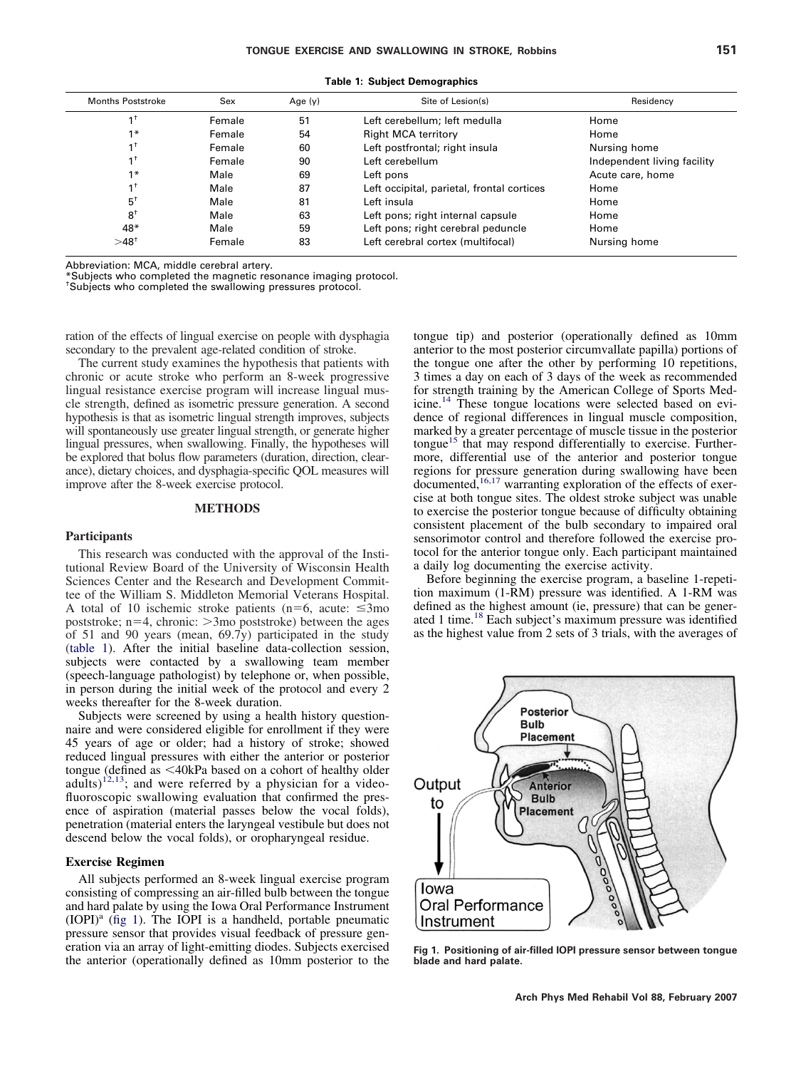**Table 1: Subject Demographics**

| Months Poststroke | Sex | Age (y) | Site of Lesion(s) | Residency |
|---|---|---|---|---|
| 1[†] | Female | 51 | Left cerebellum; left medulla | Home |
| 1* | Female | 54 | Right MCA territory | Home |
| 1[†] | Female | 60 | Left postfrontal; right insula | Nursing home |
| 1[†] | Female | 90 | Left cerebellum | Independent living facility |
| 1* | Male | 69 | Left pons | Acute care, home |
| 1[†] | Male | 87 | Left occipital, parietal, frontal cortices | Home |
| 5[†] | Male | 81 | Left insula | Home |
| 8[†] | Male | 63 | Left pons; right internal capsule | Home |
| 48* | Male | 59 | Left pons; right cerebral peduncle | Home |
| >48[†] | Female | 83 | Left cerebral cortex (multifocal) | Nursing home |

Abbreviation: MCA, middle cerebral artery.
*Subjects who completed the magnetic resonance imaging protocol.
[†]Subjects who completed the swallowing pressures protocol.

ration of the effects of lingual exercise on people with dysphagia secondary to the prevalent age-related condition of stroke.

The current study examines the hypothesis that patients with chronic or acute stroke who perform an 8-week progressive lingual resistance exercise program will increase lingual muscle strength, defined as isometric pressure generation. A second hypothesis is that as isometric lingual strength improves, subjects will spontaneously use greater lingual strength, or generate higher lingual pressures, when swallowing. Finally, the hypotheses will be explored that bolus flow parameters (duration, direction, clearance), dietary choices, and dysphagia-specific QOL measures will improve after the 8-week exercise protocol.

## METHODS

### Participants

This research was conducted with the approval of the Institutional Review Board of the University of Wisconsin Health Sciences Center and the Research and Development Committee of the William S. Middleton Memorial Veterans Hospital. A total of 10 ischemic stroke patients (n=6, acute: ≤3mo poststroke; n=4, chronic: >3mo poststroke) between the ages of 51 and 90 years (mean, 69.7y) participated in the study (table 1). After the initial baseline data-collection session, subjects were contacted by a swallowing team member (speech-language pathologist) by telephone or, when possible, in person during the initial week of the protocol and every 2 weeks thereafter for the 8-week duration.

Subjects were screened by using a health history questionnaire and were considered eligible for enrollment if they were 45 years of age or older; had a history of stroke; showed reduced lingual pressures with either the anterior or posterior tongue (defined as <40kPa based on a cohort of healthy older adults)[12,13]; and were referred by a physician for a videofluoroscopic swallowing evaluation that confirmed the presence of aspiration (material passes below the vocal folds), penetration (material enters the laryngeal vestibule but does not descend below the vocal folds), or oropharyngeal residue.

### Exercise Regimen

All subjects performed an 8-week lingual exercise program consisting of compressing an air-filled bulb between the tongue and hard palate by using the Iowa Oral Performance Instrument (IOPI)[a] (fig 1). The IOPI is a handheld, portable pneumatic pressure sensor that provides visual feedback of pressure generation via an array of light-emitting diodes. Subjects exercised the anterior (operationally defined as 10mm posterior to the tongue tip) and posterior (operationally defined as 10mm anterior to the most posterior circumvallate papilla) portions of the tongue one after the other by performing 10 repetitions, 3 times a day on each of 3 days of the week as recommended for strength training by the American College of Sports Medicine.[14] These tongue locations were selected based on evidence of regional differences in lingual muscle composition, marked by a greater percentage of muscle tissue in the posterior tongue[15] that may respond differentially to exercise. Furthermore, differential use of the anterior and posterior tongue regions for pressure generation during swallowing have been documented,[16,17] warranting exploration of the effects of exercise at both tongue sites. The oldest stroke subject was unable to exercise the posterior tongue because of difficulty obtaining consistent placement of the bulb secondary to impaired oral sensorimotor control and therefore followed the exercise protocol for the anterior tongue only. Each participant maintained a daily log documenting the exercise activity.

Before beginning the exercise program, a baseline 1-repetition maximum (1-RM) pressure was identified. A 1-RM was defined as the highest amount (ie, pressure) that can be generated 1 time.[18] Each subject's maximum pressure was identified as the highest value from 2 sets of 3 trials, with the averages of

Fig 1. Positioning of air-filled IOPI pressure sensor between tongue blade and hard palate.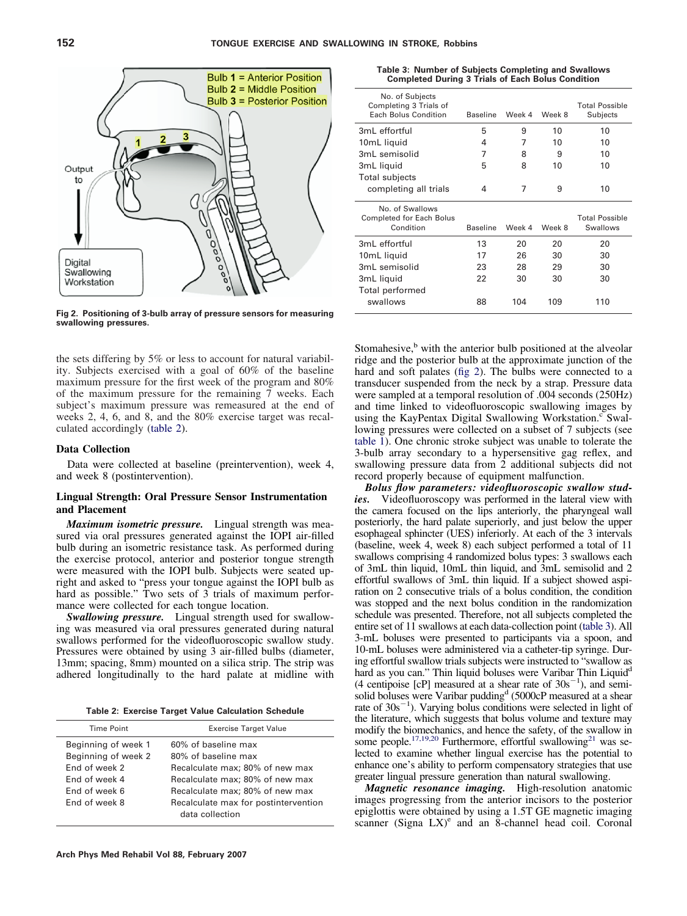Fig 2. Positioning of 3-bulb array of pressure sensors for measuring swallowing pressures.

the sets differing by 5% or less to account for natural variability. Subjects exercised with a goal of 60% of the baseline maximum pressure for the first week of the program and 80% of the maximum pressure for the remaining 7 weeks. Each subject's maximum pressure was remeasured at the end of weeks 2, 4, 6, and 8, and the 80% exercise target was recalculated accordingly (table 2).

### Data Collection

Data were collected at baseline (preintervention), week 4, and week 8 (postintervention).

### Lingual Strength: Oral Pressure Sensor Instrumentation and Placement

***Maximum isometric pressure.*** Lingual strength was measured via oral pressures generated against the IOPI air-filled bulb during an isometric resistance task. As performed during the exercise protocol, anterior and posterior tongue strength were measured with the IOPI bulb. Subjects were seated upright and asked to "press your tongue against the IOPI bulb as hard as possible." Two sets of 3 trials of maximum performance were collected for each tongue location.

***Swallowing pressure.*** Lingual strength used for swallowing was measured via oral pressures generated during natural swallows performed for the videofluoroscopic swallow study. Pressures were obtained by using 3 air-filled bulbs (diameter, 13mm; spacing, 8mm) mounted on a silica strip. The strip was adhered longitudinally to the hard palate at midline with

**Table 2: Exercise Target Value Calculation Schedule**

| Time Point | Exercise Target Value |
|---|---|
| Beginning of week 1 | 60% of baseline max |
| Beginning of week 2 | 80% of baseline max |
| End of week 2 | Recalculate max; 80% of new max |
| End of week 4 | Recalculate max; 80% of new max |
| End of week 6 | Recalculate max; 80% of new max |
| End of week 8 | Recalculate max for postintervention data collection |

**Table 3: Number of Subjects Completing and Swallows Completed During 3 Trials of Each Bolus Condition**

| No. of Subjects Completing 3 Trials of Each Bolus Condition | Baseline | Week 4 | Week 8 | Total Possible Subjects |
|---|---|---|---|---|
| 3mL effortful | 5 | 9 | 10 | 10 |
| 10mL liquid | 4 | 7 | 10 | 10 |
| 3mL semisolid | 7 | 8 | 9 | 10 |
| 3mL liquid | 5 | 8 | 10 | 10 |
| Total subjects completing all trials | 4 | 7 | 9 | 10 |

| No. of Swallows Completed for Each Bolus Condition | Baseline | Week 4 | Week 8 | Total Possible Swallows |
|---|---|---|---|---|
| 3mL effortful | 13 | 20 | 20 | 20 |
| 10mL liquid | 17 | 26 | 30 | 30 |
| 3mL semisolid | 23 | 28 | 29 | 30 |
| 3mL liquid | 22 | 30 | 30 | 30 |
| Total performed swallows | 88 | 104 | 109 | 110 |

Stomahesive,[b] with the anterior bulb positioned at the alveolar ridge and the posterior bulb at the approximate junction of the hard and soft palates (fig 2). The bulbs were connected to a transducer suspended from the neck by a strap. Pressure data were sampled at a temporal resolution of .004 seconds (250Hz) and time linked to videofluoroscopic swallowing images by using the KayPentax Digital Swallowing Workstation.[c] Swallowing pressures were collected on a subset of 7 subjects (see table 1). One chronic stroke subject was unable to tolerate the 3-bulb array secondary to a hypersensitive gag reflex, and swallowing pressure data from 2 additional subjects did not record properly because of equipment malfunction.

***Bolus flow parameters: videofluoroscopic swallow studies.*** Videofluoroscopy was performed in the lateral view with the camera focused on the lips anteriorly, the pharyngeal wall posteriorly, the hard palate superiorly, and just below the upper esophageal sphincter (UES) inferiorly. At each of the 3 intervals (baseline, week 4, week 8) each subject performed a total of 11 swallows comprising 4 randomized bolus types: 3 swallows each of 3mL thin liquid, 10mL thin liquid, and 3mL semisolid and 2 effortful swallows of 3mL thin liquid. If a subject showed aspiration on 2 consecutive trials of a bolus condition, the condition was stopped and the next bolus condition in the randomization schedule was presented. Therefore, not all subjects completed the entire set of 11 swallows at each data-collection point (table 3). All 3-mL boluses were presented to participants via a spoon, and 10-mL boluses were administered via a catheter-tip syringe. During effortful swallow trials subjects were instructed to "swallow as hard as you can." Thin liquid boluses were Varibar Thin Liquid[d] (4 centipoise [cP] measured at a shear rate of $30s^{-1}$), and semisolid boluses were Varibar pudding[d] (5000cP measured at a shear rate of $30s^{-1}$). Varying bolus conditions were selected in light of the literature, which suggests that bolus volume and texture may modify the biomechanics, and hence the safety, of the swallow in some people.[17,19,20] Furthermore, effortful swallowing[21] was selected to examine whether lingual exercise has the potential to enhance one's ability to perform compensatory strategies that use greater lingual pressure generation than natural swallowing.

***Magnetic resonance imaging.*** High-resolution anatomic images progressing from the anterior incisors to the posterior epiglottis were obtained by using a 1.5T GE magnetic imaging scanner (Signa LX)[e] and an 8-channel head coil. Coronal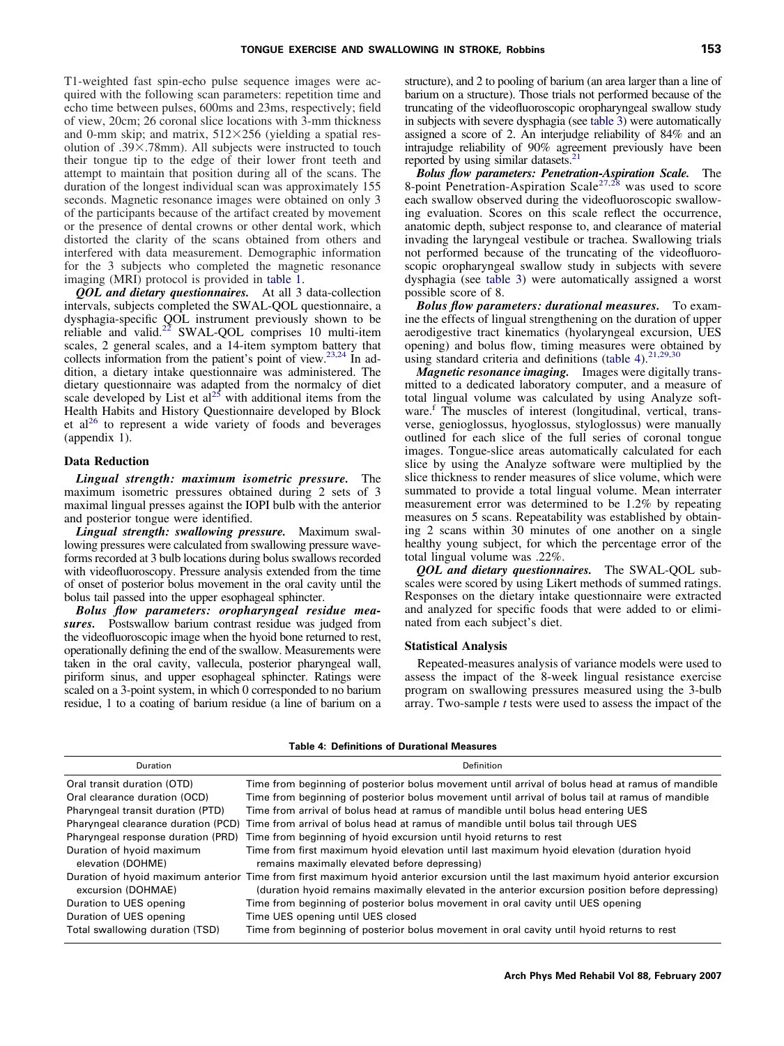T1-weighted fast spin-echo pulse sequence images were acquired with the following scan parameters: repetition time and echo time between pulses, 600ms and 23ms, respectively; field of view, 20cm; 26 coronal slice locations with 3-mm thickness and 0-mm skip; and matrix, 512×256 (yielding a spatial resolution of .39×.78mm). All subjects were instructed to touch their tongue tip to the edge of their lower front teeth and attempt to maintain that position during all of the scans. The duration of the longest individual scan was approximately 155 seconds. Magnetic resonance images were obtained on only 3 of the participants because of the artifact created by movement or the presence of dental crowns or other dental work, which distorted the clarity of the scans obtained from others and interfered with data measurement. Demographic information for the 3 subjects who completed the magnetic resonance imaging (MRI) protocol is provided in table 1.

***QOL and dietary questionnaires.*** At all 3 data-collection intervals, subjects completed the SWAL-QOL questionnaire, a dysphagia-specific QOL instrument previously shown to be reliable and valid.[22] SWAL-QOL comprises 10 multi-item scales, 2 general scales, and a 14-item symptom battery that collects information from the patient's point of view.[23,24] In addition, a dietary intake questionnaire was administered. The dietary questionnaire was adapted from the normalcy of diet scale developed by List et al[25] with additional items from the Health Habits and History Questionnaire developed by Block et al[26] to represent a wide variety of foods and beverages (appendix 1).

### Data Reduction

***Lingual strength: maximum isometric pressure.*** The maximum isometric pressures obtained during 2 sets of 3 maximal lingual presses against the IOPI bulb with the anterior and posterior tongue were identified.

***Lingual strength: swallowing pressure.*** Maximum swallowing pressures were calculated from swallowing pressure waveforms recorded at 3 bulb locations during bolus swallows recorded with videofluoroscopy. Pressure analysis extended from the time of onset of posterior bolus movement in the oral cavity until the bolus tail passed into the upper esophageal sphincter.

***Bolus flow parameters: oropharyngeal residue measures.*** Postswallow barium contrast residue was judged from the videofluoroscopic image when the hyoid bone returned to rest, operationally defining the end of the swallow. Measurements were taken in the oral cavity, vallecula, posterior pharyngeal wall, piriform sinus, and upper esophageal sphincter. Ratings were scaled on a 3-point system, in which 0 corresponded to no barium residue, 1 to a coating of barium residue (a line of barium on a structure), and 2 to pooling of barium (an area larger than a line of barium on a structure). Those trials not performed because of the truncating of the videofluoroscopic oropharyngeal swallow study in subjects with severe dysphagia (see table 3) were automatically assigned a score of 2. An interjudge reliability of 84% and an intrajudge reliability of 90% agreement previously have been reported by using similar datasets.[21]

***Bolus flow parameters: Penetration-Aspiration Scale.*** The 8-point Penetration-Aspiration Scale[27,28] was used to score each swallow observed during the videofluoroscopic swallowing evaluation. Scores on this scale reflect the occurrence, anatomic depth, subject response to, and clearance of material invading the laryngeal vestibule or trachea. Swallowing trials not performed because of the truncating of the videofluoroscopic oropharyngeal swallow study in subjects with severe dysphagia (see table 3) were automatically assigned a worst possible score of 8.

***Bolus flow parameters: durational measures.*** To examine the effects of lingual strengthening on the duration of upper aerodigestive tract kinematics (hyolaryngeal excursion, UES opening) and bolus flow, timing measures were obtained by using standard criteria and definitions (table 4).[21,29,30]

***Magnetic resonance imaging.*** Images were digitally transmitted to a dedicated laboratory computer, and a measure of total lingual volume was calculated by using Analyze software.[f] The muscles of interest (longitudinal, vertical, transverse, genioglossus, hyoglossus, styloglossus) were manually outlined for each slice of the full series of coronal tongue images. Tongue-slice areas automatically calculated for each slice by using the Analyze software were multiplied by the slice thickness to render measures of slice volume, which were summated to provide a total lingual volume. Mean interrater measurement error was determined to be 1.2% by repeating measures on 5 scans. Repeatability was established by obtaining 2 scans within 30 minutes of one another on a single healthy young subject, for which the percentage error of the total lingual volume was .22%.

***QOL and dietary questionnaires.*** The SWAL-QOL subscales were scored by using Likert methods of summed ratings. Responses on the dietary intake questionnaire were extracted and analyzed for specific foods that were added to or eliminated from each subject's diet.

### Statistical Analysis

Repeated-measures analysis of variance models were used to assess the impact of the 8-week lingual resistance exercise program on swallowing pressures measured using the 3-bulb array. Two-sample *t* tests were used to assess the impact of the

**Table 4: Definitions of Durational Measures**

| Duration | Definition |
|---|---|
| Oral transit duration (OTD) | Time from beginning of posterior bolus movement until arrival of bolus head at ramus of mandible |
| Oral clearance duration (OCD) | Time from beginning of posterior bolus movement until arrival of bolus tail at ramus of mandible |
| Pharyngeal transit duration (PTD) | Time from arrival of bolus head at ramus of mandible until bolus head entering UES |
| Pharyngeal clearance duration (PCD) | Time from arrival of bolus head at ramus of mandible until bolus tail through UES |
| Pharyngeal response duration (PRD) | Time from beginning of hyoid excursion until hyoid returns to rest |
| Duration of hyoid maximum elevation (DOHME) | Time from first maximum hyoid elevation until last maximum hyoid elevation (duration hyoid remains maximally elevated before depressing) |
| Duration of hyoid maximum anterior excursion (DOHMAE) | Time from first maximum hyoid anterior excursion until the last maximum hyoid anterior excursion (duration hyoid remains maximally elevated in the anterior excursion position before depressing) |
| Duration to UES opening | Time from beginning of posterior bolus movement in oral cavity until UES opening |
| Duration of UES opening | Time UES opening until UES closed |
| Total swallowing duration (TSD) | Time from beginning of posterior bolus movement in oral cavity until hyoid returns to rest |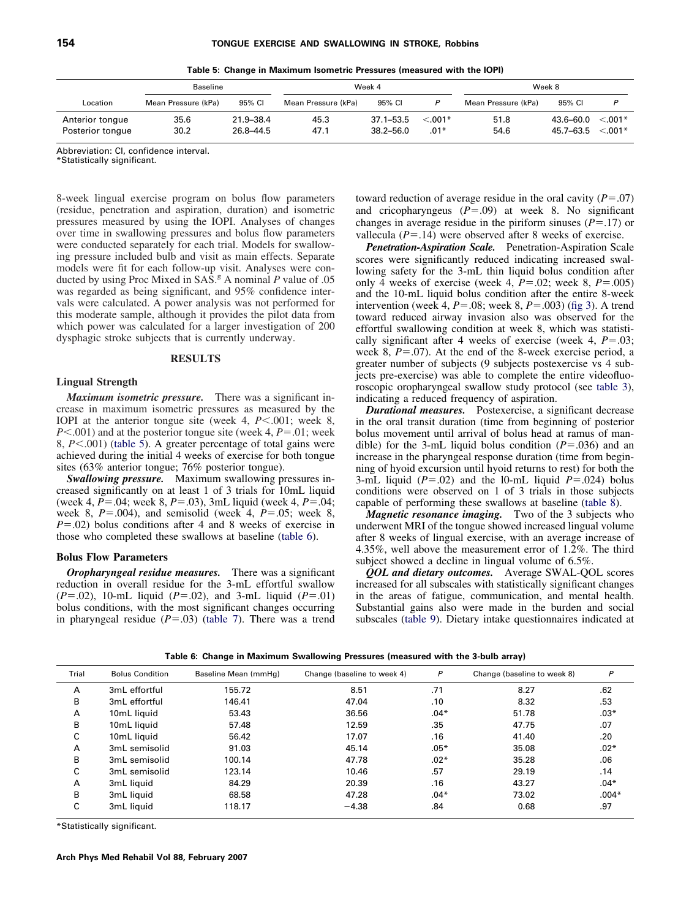**Table 5: Change in Maximum Isometric Pressures (measured with the IOPI)**

| Location | Baseline | | Week 4 | | | Week 8 | | |
|---|---|---|---|---|---|---|---|---|
| | Mean Pressure (kPa) | 95% CI | Mean Pressure (kPa) | 95% CI | P | Mean Pressure (kPa) | 95% CI | P |
| Anterior tongue | 35.6 | 21.9–38.4 | 45.3 | 37.1–53.5 | <.001* | 51.8 | 43.6–60.0 | <.001* |
| Posterior tongue | 30.2 | 26.8–44.5 | 47.1 | 38.2–56.0 | .01* | 54.6 | 45.7–63.5 | <.001* |

Abbreviation: CI, confidence interval.
*Statistically significant.

8-week lingual exercise program on bolus flow parameters (residue, penetration and aspiration, duration) and isometric pressures measured by using the IOPI. Analyses of changes over time in swallowing pressures and bolus flow parameters were conducted separately for each trial. Models for swallowing pressure included bulb and visit as main effects. Separate models were fit for each follow-up visit. Analyses were conducted by using Proc Mixed in SAS.[g] A nominal $P$ value of .05 was regarded as being significant, and 95% confidence intervals were calculated. A power analysis was not performed for this moderate sample, although it provides the pilot data from which power was calculated for a larger investigation of 200 dysphagic stroke subjects that is currently underway.

## RESULTS

### Lingual Strength

***Maximum isometric pressure.*** There was a significant increase in maximum isometric pressures as measured by the IOPI at the anterior tongue site (week 4, $P<.001$; week 8, $P<.001$) and at the posterior tongue site (week 4, $P=.01$; week 8, $P<.001$) (table 5). A greater percentage of total gains were achieved during the initial 4 weeks of exercise for both tongue sites (63% anterior tongue; 76% posterior tongue).

***Swallowing pressure.*** Maximum swallowing pressures increased significantly on at least 1 of 3 trials for 10mL liquid (week 4, $P=.04$; week 8, $P=.03$), 3mL liquid (week 4, $P=.04$; week 8, $P=.004$), and semisolid (week 4, $P=.05$; week 8, $P=.02$) bolus conditions after 4 and 8 weeks of exercise in those who completed these swallows at baseline (table 6).

### Bolus Flow Parameters

***Oropharyngeal residue measures.*** There was a significant reduction in overall residue for the 3-mL effortful swallow ($P=.02$), 10-mL liquid ($P=.02$), and 3-mL liquid ($P=.01$) bolus conditions, with the most significant changes occurring in pharyngeal residue ($P=.03$) (table 7). There was a trend toward reduction of average residue in the oral cavity ($P=.07$) and cricopharyngeus ($P=.09$) at week 8. No significant changes in average residue in the piriform sinuses ($P=.17$) or vallecula ($P=.14$) were observed after 8 weeks of exercise.

***Penetration-Aspiration Scale.*** Penetration-Aspiration Scale scores were significantly reduced indicating increased swallowing safety for the 3-mL thin liquid bolus condition after only 4 weeks of exercise (week 4, $P=.02$; week 8, $P=.005$) and the 10-mL liquid bolus condition after the entire 8-week intervention (week 4, $P=.08$; week 8, $P=.003$) (fig 3). A trend toward reduced airway invasion also was observed for the effortful swallowing condition at week 8, which was statistically significant after 4 weeks of exercise (week 4, $P=.03$; week 8, $P=.07$). At the end of the 8-week exercise period, a greater number of subjects (9 subjects postexercise vs 4 subjects pre-exercise) was able to complete the entire videofluoroscopic oropharyngeal swallow study protocol (see table 3), indicating a reduced frequency of aspiration.

***Durational measures.*** Postexercise, a significant decrease in the oral transit duration (time from beginning of posterior bolus movement until arrival of bolus head at ramus of mandible) for the 3-mL liquid bolus condition ($P=.036$) and an increase in the pharyngeal response duration (time from beginning of hyoid excursion until hyoid returns to rest) for both the 3-mL liquid ($P=.02$) and the 10-mL liquid $P=.024$) bolus conditions were observed on 1 of 3 trials in those subjects capable of performing these swallows at baseline (table 8).

***Magnetic resonance imaging.*** Two of the 3 subjects who underwent MRI of the tongue showed increased lingual volume after 8 weeks of lingual exercise, with an average increase of 4.35%, well above the measurement error of 1.2%. The third subject showed a decline in lingual volume of 6.5%.

***QOL and dietary outcomes.*** Average SWAL-QOL scores increased for all subscales with statistically significant changes in the areas of fatigue, communication, and mental health. Substantial gains also were made in the burden and social subscales (table 9). Dietary intake questionnaires indicated at

**Table 6: Change in Maximum Swallowing Pressures (measured with the 3-bulb array)**

| Trial | Bolus Condition | Baseline Mean (mmHg) | Change (baseline to week 4) | P | Change (baseline to week 8) | P |
|---|---|---|---|---|---|---|
| A | 3mL effortful | 155.72 | 8.51 | .71 | 8.27 | .62 |
| B | 3mL effortful | 146.41 | 47.04 | .10 | 8.32 | .53 |
| A | 10mL liquid | 53.43 | 36.56 | .04* | 51.78 | .03* |
| B | 10mL liquid | 57.48 | 12.59 | .35 | 47.75 | .07 |
| C | 10mL liquid | 56.42 | 17.07 | .16 | 41.40 | .20 |
| A | 3mL semisolid | 91.03 | 45.14 | .05* | 35.08 | .02* |
| B | 3mL semisolid | 100.14 | 47.78 | .02* | 35.28 | .06 |
| C | 3mL semisolid | 123.14 | 10.46 | .57 | 29.19 | .14 |
| A | 3mL liquid | 84.29 | 20.39 | .16 | 43.27 | .04* |
| B | 3mL liquid | 68.58 | 47.28 | .04* | 73.02 | .004* |
| C | 3mL liquid | 118.17 | −4.38 | .84 | 0.68 | .97 |

*Statistically significant.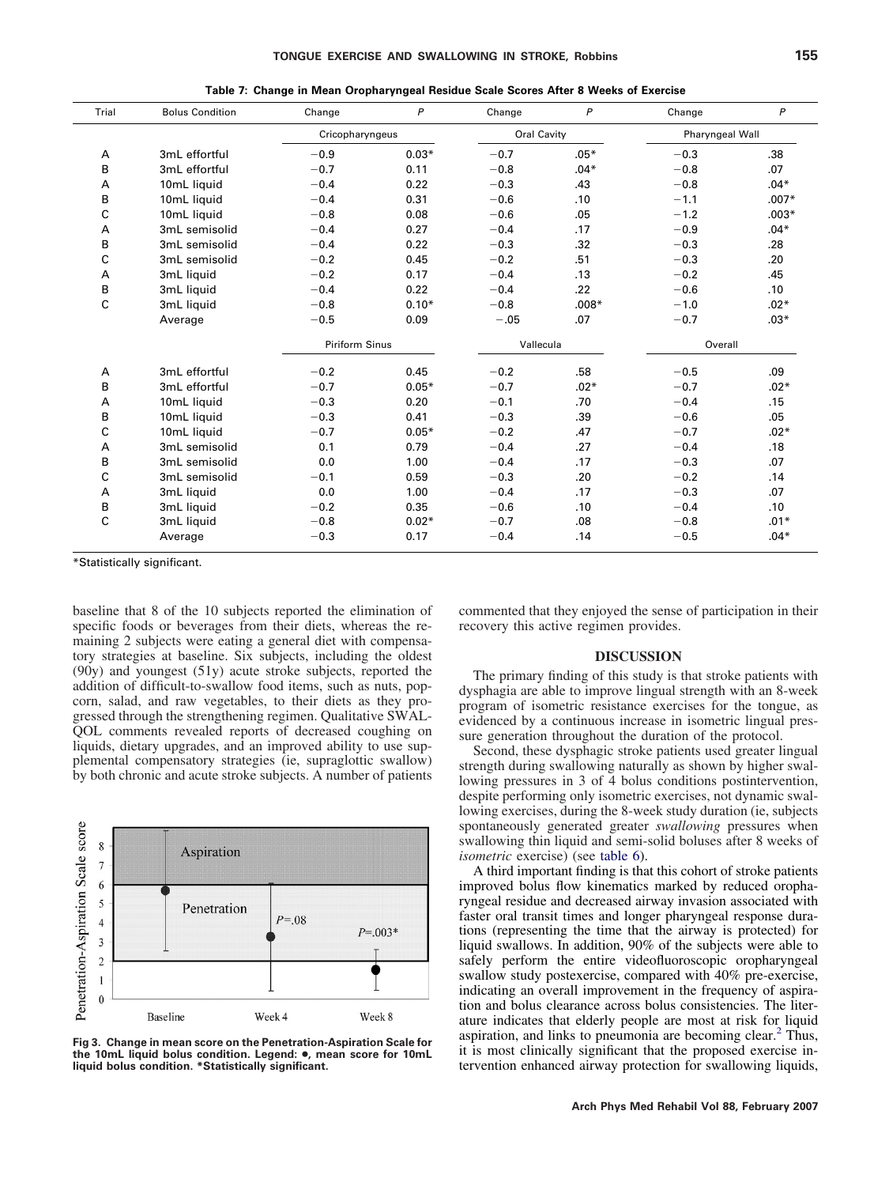**Table 7: Change in Mean Oropharyngeal Residue Scale Scores After 8 Weeks of Exercise**

| Trial | Bolus Condition | Change | *P* | Change | *P* | Change | *P* |
|---|---|---|---|---|---|---|---|
| | | Cricopharyngeus | | Oral Cavity | | Pharyngeal Wall | |
| A | 3mL effortful | −0.9 | 0.03* | −0.7 | .05* | −0.3 | .38 |
| B | 3mL effortful | −0.7 | 0.11 | −0.8 | .04* | −0.8 | .07 |
| A | 10mL liquid | −0.4 | 0.22 | −0.3 | .43 | −0.8 | .04* |
| B | 10mL liquid | −0.4 | 0.31 | −0.6 | .10 | −1.1 | .007* |
| C | 10mL liquid | −0.8 | 0.08 | −0.6 | .05 | −1.2 | .003* |
| A | 3mL semisolid | −0.4 | 0.27 | −0.4 | .17 | −0.9 | .04* |
| B | 3mL semisolid | −0.4 | 0.22 | −0.3 | .32 | −0.3 | .28 |
| C | 3mL semisolid | −0.2 | 0.45 | −0.2 | .51 | −0.3 | .20 |
| A | 3mL liquid | −0.2 | 0.17 | −0.4 | .13 | −0.2 | .45 |
| B | 3mL liquid | −0.4 | 0.22 | −0.4 | .22 | −0.6 | .10 |
| C | 3mL liquid | −0.8 | 0.10* | −0.8 | .008* | −1.0 | .02* |
| | Average | −0.5 | 0.09 | −.05 | .07 | −0.7 | .03* |
| | | Piriform Sinus | | Vallecula | | Overall | |
| A | 3mL effortful | −0.2 | 0.45 | −0.2 | .58 | −0.5 | .09 |
| B | 3mL effortful | −0.7 | 0.05* | −0.7 | .02* | −0.7 | .02* |
| A | 10mL liquid | −0.3 | 0.20 | −0.1 | .70 | −0.4 | .15 |
| B | 10mL liquid | −0.3 | 0.41 | −0.3 | .39 | −0.6 | .05 |
| C | 10mL liquid | −0.7 | 0.05* | −0.2 | .47 | −0.7 | .02* |
| A | 3mL semisolid | 0.1 | 0.79 | −0.4 | .27 | −0.4 | .18 |
| B | 3mL semisolid | 0.0 | 1.00 | −0.4 | .17 | −0.3 | .07 |
| C | 3mL semisolid | −0.1 | 0.59 | −0.3 | .20 | −0.2 | .14 |
| A | 3mL liquid | 0.0 | 1.00 | −0.4 | .17 | −0.3 | .07 |
| B | 3mL liquid | −0.2 | 0.35 | −0.6 | .10 | −0.4 | .10 |
| C | 3mL liquid | −0.8 | 0.02* | −0.7 | .08 | −0.8 | .01* |
| | Average | −0.3 | 0.17 | −0.4 | .14 | −0.5 | .04* |

*Statistically significant.

baseline that 8 of the 10 subjects reported the elimination of specific foods or beverages from their diets, whereas the remaining 2 subjects were eating a general diet with compensatory strategies at baseline. Six subjects, including the oldest (90y) and youngest (51y) acute stroke subjects, reported the addition of difficult-to-swallow food items, such as nuts, popcorn, salad, and raw vegetables, to their diets as they progressed through the strengthening regimen. Qualitative SWAL-QOL comments revealed reports of decreased coughing on liquids, dietary upgrades, and an improved ability to use supplemental compensatory strategies (ie, supraglottic swallow) by both chronic and acute stroke subjects. A number of patients commented that they enjoyed the sense of participation in their recovery this active regimen provides.

**Fig 3. Change in mean score on the Penetration-Aspiration Scale for the 10mL liquid bolus condition. Legend: ●, mean score for 10mL liquid bolus condition. *Statistically significant.**

## DISCUSSION

The primary finding of this study is that stroke patients with dysphagia are able to improve lingual strength with an 8-week program of isometric resistance exercises for the tongue, as evidenced by a continuous increase in isometric lingual pressure generation throughout the duration of the protocol.

Second, these dysphagic stroke patients used greater lingual strength during swallowing naturally as shown by higher swallowing pressures in 3 of 4 bolus conditions postintervention, despite performing only isometric exercises, not dynamic swallowing exercises, during the 8-week study duration (ie, subjects spontaneously generated greater *swallowing* pressures when swallowing thin liquid and semi-solid boluses after 8 weeks of *isometric* exercise) (see table 6).

A third important finding is that this cohort of stroke patients improved bolus flow kinematics marked by reduced oropharyngeal residue and decreased airway invasion associated with faster oral transit times and longer pharyngeal response durations (representing the time that the airway is protected) for liquid swallows. In addition, 90% of the subjects were able to safely perform the entire videofluoroscopic oropharyngeal swallow study postexercise, compared with 40% pre-exercise, indicating an overall improvement in the frequency of aspiration and bolus clearance across bolus consistencies. The literature indicates that elderly people are most at risk for liquid aspiration, and links to pneumonia are becoming clear.[2] Thus, it is most clinically significant that the proposed exercise intervention enhanced airway protection for swallowing liquids,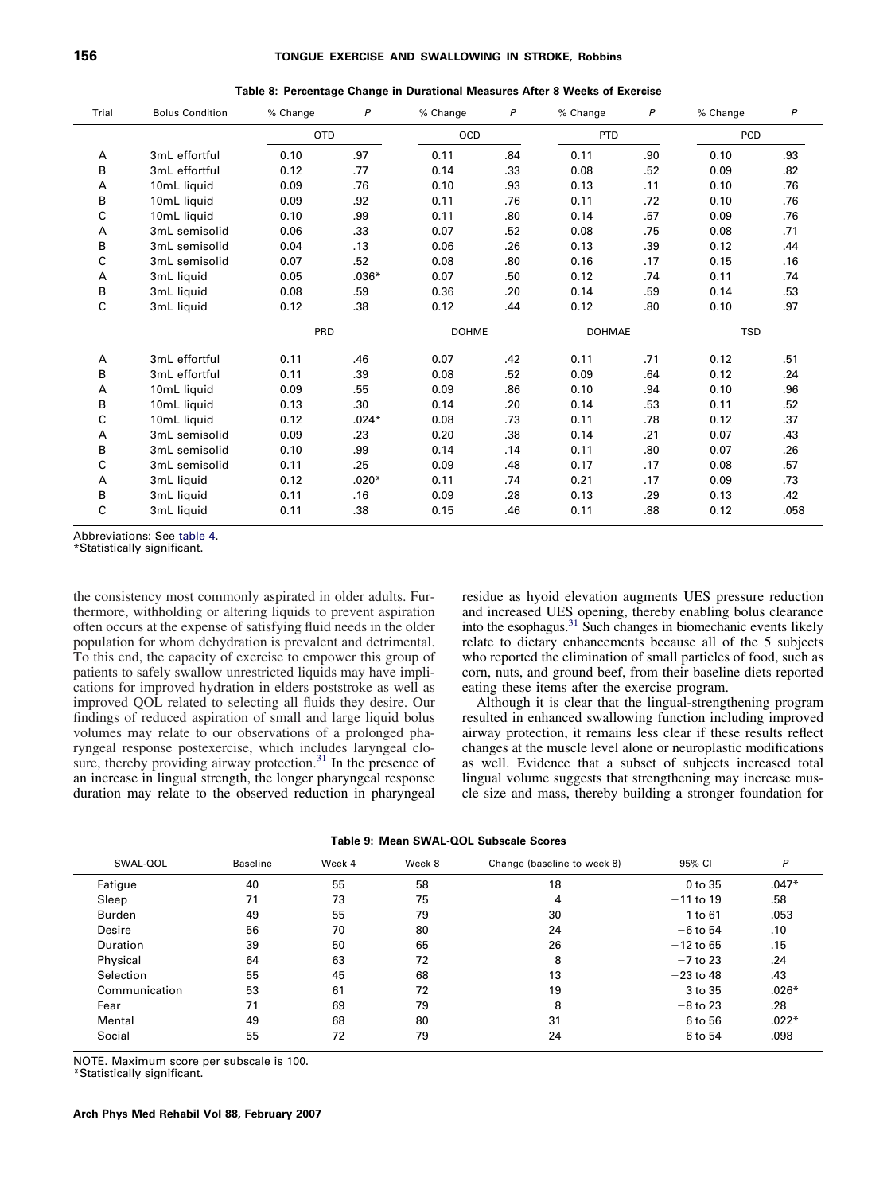**Table 8: Percentage Change in Durational Measures After 8 Weeks of Exercise**

| Trial | Bolus Condition | % Change | P | % Change | P | % Change | P | % Change | P |
|---|---|---|---|---|---|---|---|---|---|
| | | OTD | | OCD | | PTD | | PCD | |
| A | 3mL effortful | 0.10 | .97 | 0.11 | .84 | 0.11 | .90 | 0.10 | .93 |
| B | 3mL effortful | 0.12 | .77 | 0.14 | .33 | 0.08 | .52 | 0.09 | .82 |
| A | 10mL liquid | 0.09 | .76 | 0.10 | .93 | 0.13 | .11 | 0.10 | .76 |
| B | 10mL liquid | 0.09 | .92 | 0.11 | .76 | 0.11 | .72 | 0.10 | .76 |
| C | 10mL liquid | 0.10 | .99 | 0.11 | .80 | 0.14 | .57 | 0.09 | .76 |
| A | 3mL semisolid | 0.06 | .33 | 0.07 | .52 | 0.08 | .75 | 0.08 | .71 |
| B | 3mL semisolid | 0.04 | .13 | 0.06 | .26 | 0.13 | .39 | 0.12 | .44 |
| C | 3mL semisolid | 0.07 | .52 | 0.08 | .80 | 0.16 | .17 | 0.15 | .16 |
| A | 3mL liquid | 0.05 | .036* | 0.07 | .50 | 0.12 | .74 | 0.11 | .74 |
| B | 3mL liquid | 0.08 | .59 | 0.36 | .20 | 0.14 | .59 | 0.14 | .53 |
| C | 3mL liquid | 0.12 | .38 | 0.12 | .44 | 0.12 | .80 | 0.10 | .97 |
| | | PRD | | DOHME | | DOHMAE | | TSD | |
| A | 3mL effortful | 0.11 | .46 | 0.07 | .42 | 0.11 | .71 | 0.12 | .51 |
| B | 3mL effortful | 0.11 | .39 | 0.08 | .52 | 0.09 | .64 | 0.12 | .24 |
| A | 10mL liquid | 0.09 | .55 | 0.09 | .86 | 0.10 | .94 | 0.10 | .96 |
| B | 10mL liquid | 0.13 | .30 | 0.14 | .20 | 0.14 | .53 | 0.11 | .52 |
| C | 10mL liquid | 0.12 | .024* | 0.08 | .73 | 0.11 | .78 | 0.12 | .37 |
| A | 3mL semisolid | 0.09 | .23 | 0.20 | .38 | 0.14 | .21 | 0.07 | .43 |
| B | 3mL semisolid | 0.10 | .99 | 0.14 | .14 | 0.11 | .80 | 0.07 | .26 |
| C | 3mL semisolid | 0.11 | .25 | 0.09 | .48 | 0.17 | .17 | 0.08 | .57 |
| A | 3mL liquid | 0.12 | .020* | 0.11 | .74 | 0.21 | .17 | 0.09 | .73 |
| B | 3mL liquid | 0.11 | .16 | 0.09 | .28 | 0.13 | .29 | 0.13 | .42 |
| C | 3mL liquid | 0.11 | .38 | 0.15 | .46 | 0.11 | .88 | 0.12 | .058 |

Abbreviations: See table 4.
*Statistically significant.

the consistency most commonly aspirated in older adults. Furthermore, withholding or altering liquids to prevent aspiration often occurs at the expense of satisfying fluid needs in the older population for whom dehydration is prevalent and detrimental. To this end, the capacity of exercise to empower this group of patients to safely swallow unrestricted liquids may have implications for improved hydration in elders poststroke as well as improved QOL related to selecting all fluids they desire. Our findings of reduced aspiration of small and large liquid bolus volumes may relate to our observations of a prolonged pharyngeal response postexercise, which includes laryngeal closure, thereby providing airway protection.[31] In the presence of an increase in lingual strength, the longer pharyngeal response duration may relate to the observed reduction in pharyngeal residue as hyoid elevation augments UES pressure reduction and increased UES opening, thereby enabling bolus clearance into the esophagus.[31] Such changes in biomechanic events likely relate to dietary enhancements because all of the 5 subjects who reported the elimination of small particles of food, such as corn, nuts, and ground beef, from their baseline diets reported eating these items after the exercise program.

Although it is clear that the lingual-strengthening program resulted in enhanced swallowing function including improved airway protection, it remains less clear if these results reflect changes at the muscle level alone or neuroplastic modifications as well. Evidence that a subset of subjects increased total lingual volume suggests that strengthening may increase muscle size and mass, thereby building a stronger foundation for

**Table 9: Mean SWAL-QOL Subscale Scores**

| SWAL-QOL | Baseline | Week 4 | Week 8 | Change (baseline to week 8) | 95% CI | P |
|---|---|---|---|---|---|---|
| Fatigue | 40 | 55 | 58 | 18 | 0 to 35 | .047* |
| Sleep | 71 | 73 | 75 | 4 | −11 to 19 | .58 |
| Burden | 49 | 55 | 79 | 30 | −1 to 61 | .053 |
| Desire | 56 | 70 | 80 | 24 | −6 to 54 | .10 |
| Duration | 39 | 50 | 65 | 26 | −12 to 65 | .15 |
| Physical | 64 | 63 | 72 | 8 | −7 to 23 | .24 |
| Selection | 55 | 45 | 68 | 13 | −23 to 48 | .43 |
| Communication | 53 | 61 | 72 | 19 | 3 to 35 | .026* |
| Fear | 71 | 69 | 79 | 8 | −8 to 23 | .28 |
| Mental | 49 | 68 | 80 | 31 | 6 to 56 | .022* |
| Social | 55 | 72 | 79 | 24 | −6 to 54 | .098 |

NOTE. Maximum score per subscale is 100.
*Statistically significant.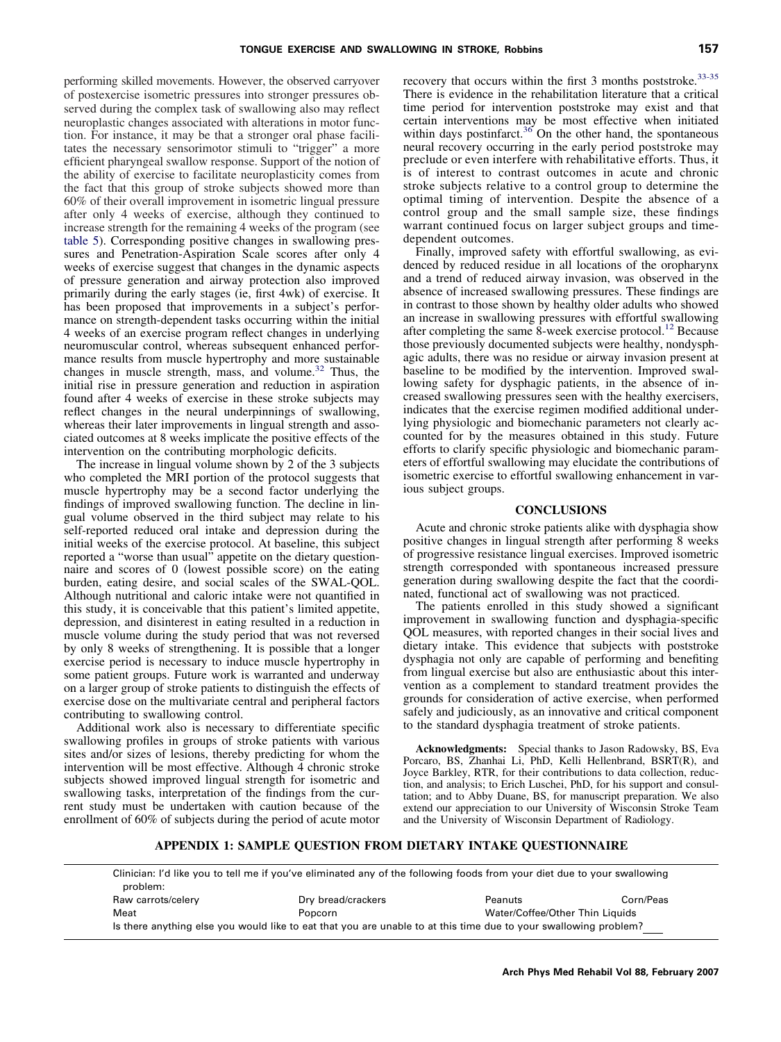performing skilled movements. However, the observed carryover of postexercise isometric pressures into stronger pressures observed during the complex task of swallowing also may reflect neuroplastic changes associated with alterations in motor function. For instance, it may be that a stronger oral phase facilitates the necessary sensorimotor stimuli to "trigger" a more efficient pharyngeal swallow response. Support of the notion of the ability of exercise to facilitate neuroplasticity comes from the fact that this group of stroke subjects showed more than 60% of their overall improvement in isometric lingual pressure after only 4 weeks of exercise, although they continued to increase strength for the remaining 4 weeks of the program (see table 5). Corresponding positive changes in swallowing pressures and Penetration-Aspiration Scale scores after only 4 weeks of exercise suggest that changes in the dynamic aspects of pressure generation and airway protection also improved primarily during the early stages (ie, first 4wk) of exercise. It has been proposed that improvements in a subject's performance on strength-dependent tasks occurring within the initial 4 weeks of an exercise program reflect changes in underlying neuromuscular control, whereas subsequent enhanced performance results from muscle hypertrophy and more sustainable changes in muscle strength, mass, and volume.[32] Thus, the initial rise in pressure generation and reduction in aspiration found after 4 weeks of exercise in these stroke subjects may reflect changes in the neural underpinnings of swallowing, whereas their later improvements in lingual strength and associated outcomes at 8 weeks implicate the positive effects of the intervention on the contributing morphologic deficits.

The increase in lingual volume shown by 2 of the 3 subjects who completed the MRI portion of the protocol suggests that muscle hypertrophy may be a second factor underlying the findings of improved swallowing function. The decline in lingual volume observed in the third subject may relate to his self-reported reduced oral intake and depression during the initial weeks of the exercise protocol. At baseline, this subject reported a "worse than usual" appetite on the dietary questionnaire and scores of 0 (lowest possible score) on the eating burden, eating desire, and social scales of the SWAL-QOL. Although nutritional and caloric intake were not quantified in this study, it is conceivable that this patient's limited appetite, depression, and disinterest in eating resulted in a reduction in muscle volume during the study period that was not reversed by only 8 weeks of strengthening. It is possible that a longer exercise period is necessary to induce muscle hypertrophy in some patient groups. Future work is warranted and underway on a larger group of stroke patients to distinguish the effects of exercise dose on the multivariate central and peripheral factors contributing to swallowing control.

Additional work also is necessary to differentiate specific swallowing profiles in groups of stroke patients with various sites and/or sizes of lesions, thereby predicting for whom the intervention will be most effective. Although 4 chronic stroke subjects showed improved lingual strength for isometric and swallowing tasks, interpretation of the findings from the current study must be undertaken with caution because of the enrollment of 60% of subjects during the period of acute motor recovery that occurs within the first 3 months poststroke.[33-35] There is evidence in the rehabilitation literature that a critical time period for intervention poststroke may exist and that certain interventions may be most effective when initiated within days postinfarct.[36] On the other hand, the spontaneous neural recovery occurring in the early period poststroke may preclude or even interfere with rehabilitative efforts. Thus, it is of interest to contrast outcomes in acute and chronic stroke subjects relative to a control group to determine the optimal timing of intervention. Despite the absence of a control group and the small sample size, these findings warrant continued focus on larger subject groups and time-dependent outcomes.

Finally, improved safety with effortful swallowing, as evidenced by reduced residue in all locations of the oropharynx and a trend of reduced airway invasion, was observed in the absence of increased swallowing pressures. These findings are in contrast to those shown by healthy older adults who showed an increase in swallowing pressures with effortful swallowing after completing the same 8-week exercise protocol.[12] Because those previously documented subjects were healthy, nondysphagic adults, there was no residue or airway invasion present at baseline to be modified by the intervention. Improved swallowing safety for dysphagic patients, in the absence of increased swallowing pressures seen with the healthy exercisers, indicates that the exercise regimen modified additional underlying physiologic and biomechanic parameters not clearly accounted for by the measures obtained in this study. Future efforts to clarify specific physiologic and biomechanic parameters of effortful swallowing may elucidate the contributions of isometric exercise to effortful swallowing enhancement in various subject groups.

## CONCLUSIONS

Acute and chronic stroke patients alike with dysphagia show positive changes in lingual strength after performing 8 weeks of progressive resistance lingual exercises. Improved isometric strength corresponded with spontaneous increased pressure generation during swallowing despite the fact that the coordinated, functional act of swallowing was not practiced.

The patients enrolled in this study showed a significant improvement in swallowing function and dysphagia-specific QOL measures, with reported changes in their social lives and dietary intake. This evidence that subjects with poststroke dysphagia not only are capable of performing and benefiting from lingual exercise but also are enthusiastic about this intervention as a complement to standard treatment provides the grounds for consideration of active exercise, when performed safely and judiciously, as an innovative and critical component to the standard dysphagia treatment of stroke patients.

**Acknowledgments:** Special thanks to Jason Radowsky, BS, Eva Porcaro, BS, Zhanhai Li, PhD, Kelli Hellenbrand, BSRT(R), and Joyce Barkley, RTR, for their contributions to data collection, reduction, and analysis; to Erich Luschei, PhD, for his support and consultation; and to Abby Duane, BS, for manuscript preparation. We also extend our appreciation to our University of Wisconsin Stroke Team and the University of Wisconsin Department of Radiology.

## APPENDIX 1: SAMPLE QUESTION FROM DIETARY INTAKE QUESTIONNAIRE

Clinician: I'd like you to tell me if you've eliminated any of the following foods from your diet due to your swallowing problem:

| | | | |
|---|---|---|---|
| Raw carrots/celery | Dry bread/crackers | Peanuts | Corn/Peas |
| Meat | Popcorn | Water/Coffee/Other Thin Liquids | |

Is there anything else you would like to eat that you are unable to at this time due to your swallowing problem? ___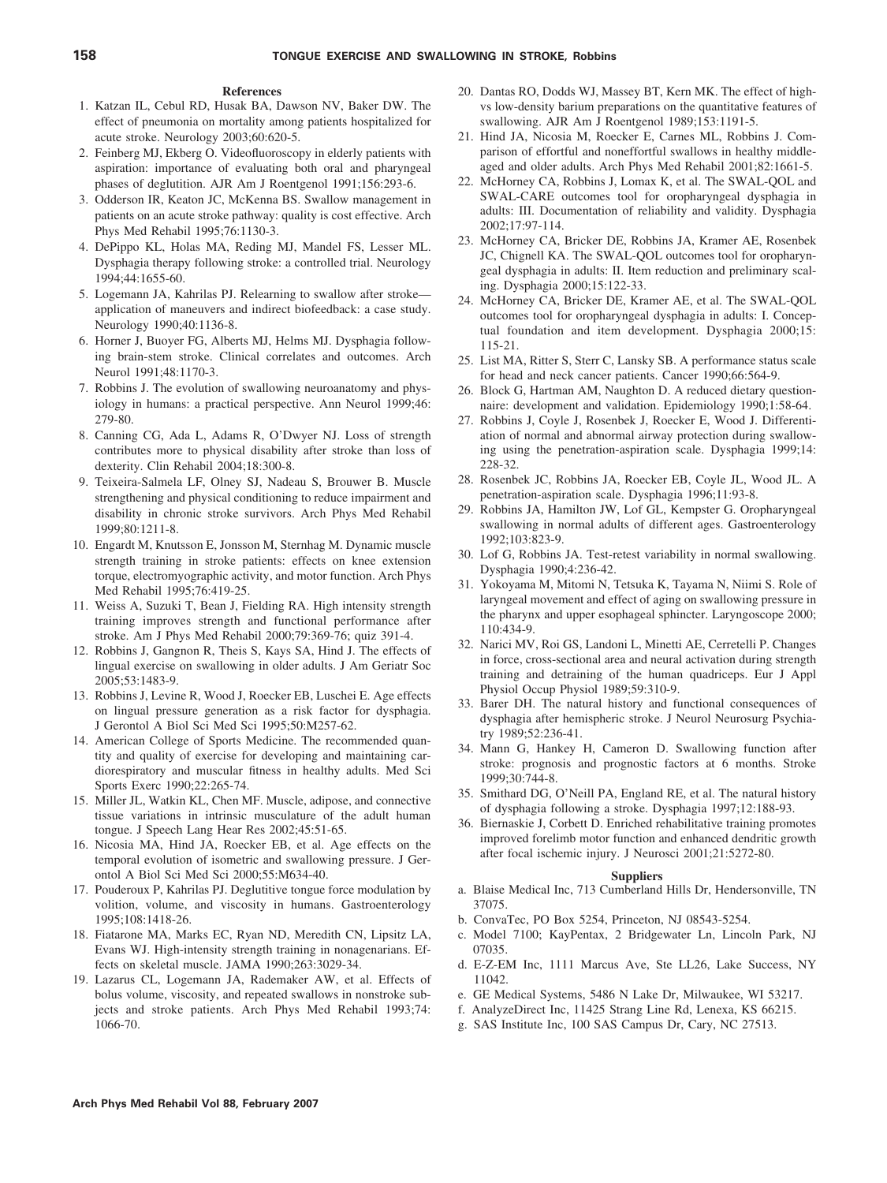## References

1. Katzan IL, Cebul RD, Husak BA, Dawson NV, Baker DW. The effect of pneumonia on mortality among patients hospitalized for acute stroke. Neurology 2003;60:620-5.
2. Feinberg MJ, Ekberg O. Videofluoroscopy in elderly patients with aspiration: importance of evaluating both oral and pharyngeal phases of deglutition. AJR Am J Roentgenol 1991;156:293-6.
3. Odderson IR, Keaton JC, McKenna BS. Swallow management in patients on an acute stroke pathway: quality is cost effective. Arch Phys Med Rehabil 1995;76:1130-3.
4. DePippo KL, Holas MA, Reding MJ, Mandel FS, Lesser ML. Dysphagia therapy following stroke: a controlled trial. Neurology 1994;44:1655-60.
5. Logemann JA, Kahrilas PJ. Relearning to swallow after stroke—application of maneuvers and indirect biofeedback: a case study. Neurology 1990;40:1136-8.
6. Horner J, Buoyer FG, Alberts MJ, Helms MJ. Dysphagia following brain-stem stroke. Clinical correlates and outcomes. Arch Neurol 1991;48:1170-3.
7. Robbins J. The evolution of swallowing neuroanatomy and physiology in humans: a practical perspective. Ann Neurol 1999;46: 279-80.
8. Canning CG, Ada L, Adams R, O'Dwyer NJ. Loss of strength contributes more to physical disability after stroke than loss of dexterity. Clin Rehabil 2004;18:300-8.
9. Teixeira-Salmela LF, Olney SJ, Nadeau S, Brouwer B. Muscle strengthening and physical conditioning to reduce impairment and disability in chronic stroke survivors. Arch Phys Med Rehabil 1999;80:1211-8.
10. Engardt M, Knutsson E, Jonsson M, Sternhag M. Dynamic muscle strength training in stroke patients: effects on knee extension torque, electromyographic activity, and motor function. Arch Phys Med Rehabil 1995;76:419-25.
11. Weiss A, Suzuki T, Bean J, Fielding RA. High intensity strength training improves strength and functional performance after stroke. Am J Phys Med Rehabil 2000;79:369-76; quiz 391-4.
12. Robbins J, Gangnon R, Theis S, Kays SA, Hind J. The effects of lingual exercise on swallowing in older adults. J Am Geriatr Soc 2005;53:1483-9.
13. Robbins J, Levine R, Wood J, Roecker EB, Luschei E. Age effects on lingual pressure generation as a risk factor for dysphagia. J Gerontol A Biol Sci Med Sci 1995;50:M257-62.
14. American College of Sports Medicine. The recommended quantity and quality of exercise for developing and maintaining cardiorespiratory and muscular fitness in healthy adults. Med Sci Sports Exerc 1990;22:265-74.
15. Miller JL, Watkin KL, Chen MF. Muscle, adipose, and connective tissue variations in intrinsic musculature of the adult human tongue. J Speech Lang Hear Res 2002;45:51-65.
16. Nicosia MA, Hind JA, Roecker EB, et al. Age effects on the temporal evolution of isometric and swallowing pressure. J Gerontol A Biol Sci Med Sci 2000;55:M634-40.
17. Pouderoux P, Kahrilas PJ. Deglutitive tongue force modulation by volition, volume, and viscosity in humans. Gastroenterology 1995;108:1418-26.
18. Fiatarone MA, Marks EC, Ryan ND, Meredith CN, Lipsitz LA, Evans WJ. High-intensity strength training in nonagenarians. Effects on skeletal muscle. JAMA 1990;263:3029-34.
19. Lazarus CL, Logemann JA, Rademaker AW, et al. Effects of bolus volume, viscosity, and repeated swallows in nonstroke subjects and stroke patients. Arch Phys Med Rehabil 1993;74: 1066-70.
20. Dantas RO, Dodds WJ, Massey BT, Kern MK. The effect of high- vs low-density barium preparations on the quantitative features of swallowing. AJR Am J Roentgenol 1989;153:1191-5.
21. Hind JA, Nicosia M, Roecker E, Carnes ML, Robbins J. Comparison of effortful and noneffortful swallows in healthy middle-aged and older adults. Arch Phys Med Rehabil 2001;82:1661-5.
22. McHorney CA, Robbins J, Lomax K, et al. The SWAL-QOL and SWAL-CARE outcomes tool for oropharyngeal dysphagia in adults: III. Documentation of reliability and validity. Dysphagia 2002;17:97-114.
23. McHorney CA, Bricker DE, Robbins JA, Kramer AE, Rosenbek JC, Chignell KA. The SWAL-QOL outcomes tool for oropharyngeal dysphagia in adults: II. Item reduction and preliminary scaling. Dysphagia 2000;15:122-33.
24. McHorney CA, Bricker DE, Kramer AE, et al. The SWAL-QOL outcomes tool for oropharyngeal dysphagia in adults: I. Conceptual foundation and item development. Dysphagia 2000;15: 115-21.
25. List MA, Ritter S, Sterr C, Lansky SB. A performance status scale for head and neck cancer patients. Cancer 1990;66:564-9.
26. Block G, Hartman AM, Naughton D. A reduced dietary questionnaire: development and validation. Epidemiology 1990;1:58-64.
27. Robbins J, Coyle J, Rosenbek J, Roecker E, Wood J. Differentiation of normal and abnormal airway protection during swallowing using the penetration-aspiration scale. Dysphagia 1999;14: 228-32.
28. Rosenbek JC, Robbins JA, Roecker EB, Coyle JL, Wood JL. A penetration-aspiration scale. Dysphagia 1996;11:93-8.
29. Robbins JA, Hamilton JW, Lof GL, Kempster G. Oropharyngeal swallowing in normal adults of different ages. Gastroenterology 1992;103:823-9.
30. Lof G, Robbins JA. Test-retest variability in normal swallowing. Dysphagia 1990;4:236-42.
31. Yokoyama M, Mitomi N, Tetsuka K, Tayama N, Niimi S. Role of laryngeal movement and effect of aging on swallowing pressure in the pharynx and upper esophageal sphincter. Laryngoscope 2000; 110:434-9.
32. Narici MV, Roi GS, Landoni L, Minetti AE, Cerretelli P. Changes in force, cross-sectional area and neural activation during strength training and detraining of the human quadriceps. Eur J Appl Physiol Occup Physiol 1989;59:310-9.
33. Barer DH. The natural history and functional consequences of dysphagia after hemispheric stroke. J Neurol Neurosurg Psychiatry 1989;52:236-41.
34. Mann G, Hankey H, Cameron D. Swallowing function after stroke: prognosis and prognostic factors at 6 months. Stroke 1999;30:744-8.
35. Smithard DG, O'Neill PA, England RE, et al. The natural history of dysphagia following a stroke. Dysphagia 1997;12:188-93.
36. Biernaskie J, Corbett D. Enriched rehabilitative training promotes improved forelimb motor function and enhanced dendritic growth after focal ischemic injury. J Neurosci 2001;21:5272-80.

## Suppliers

a. Blaise Medical Inc, 713 Cumberland Hills Dr, Hendersonville, TN 37075.
b. ConvaTec, PO Box 5254, Princeton, NJ 08543-5254.
c. Model 7100; KayPentax, 2 Bridgewater Ln, Lincoln Park, NJ 07035.
d. E-Z-EM Inc, 1111 Marcus Ave, Ste LL26, Lake Success, NY 11042.
e. GE Medical Systems, 5486 N Lake Dr, Milwaukee, WI 53217.
f. AnalyzeDirect Inc, 11425 Strang Line Rd, Lenexa, KS 66215.
g. SAS Institute Inc, 100 SAS Campus Dr, Cary, NC 27513.